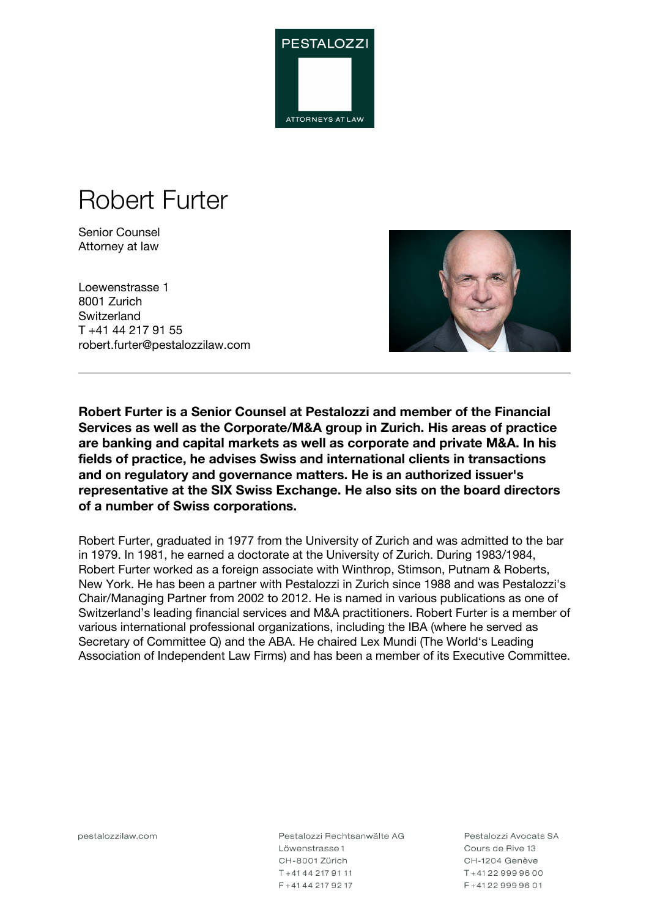PESTALOZZI

ATTORNEYS AT LAW

# Robert Furter

Senior Counsel
Attorney at law

Loewenstrasse 1
8001 Zurich
Switzerland
T +41 44 217 91 55
robert.furter@pestalozzilaw.com

---

**Robert Furter is a Senior Counsel at Pestalozzi and member of the Financial Services as well as the Corporate/M&A group in Zurich. His areas of practice are banking and capital markets as well as corporate and private M&A. In his fields of practice, he advises Swiss and international clients in transactions and on regulatory and governance matters. He is an authorized issuer's representative at the SIX Swiss Exchange. He also sits on the board directors of a number of Swiss corporations.**

Robert Furter, graduated in 1977 from the University of Zurich and was admitted to the bar in 1979. In 1981, he earned a doctorate at the University of Zurich. During 1983/1984, Robert Furter worked as a foreign associate with Winthrop, Stimson, Putnam & Roberts, New York. He has been a partner with Pestalozzi in Zurich since 1988 and was Pestalozzi's Chair/Managing Partner from 2002 to 2012. He is named in various publications as one of Switzerland's leading financial services and M&A practitioners. Robert Furter is a member of various international professional organizations, including the IBA (where he served as Secretary of Committee Q) and the ABA. He chaired Lex Mundi (The World's Leading Association of Independent Law Firms) and has been a member of its Executive Committee.

pestalozzilaw.com

Pestalozzi Rechtsanwälte AG
Löwenstrasse 1
CH-8001 Zürich
T +41 44 217 91 11
F +41 44 217 92 17

Pestalozzi Avocats SA
Cours de Rive 13
CH-1204 Genève
T +41 22 999 96 00
F +41 22 999 96 01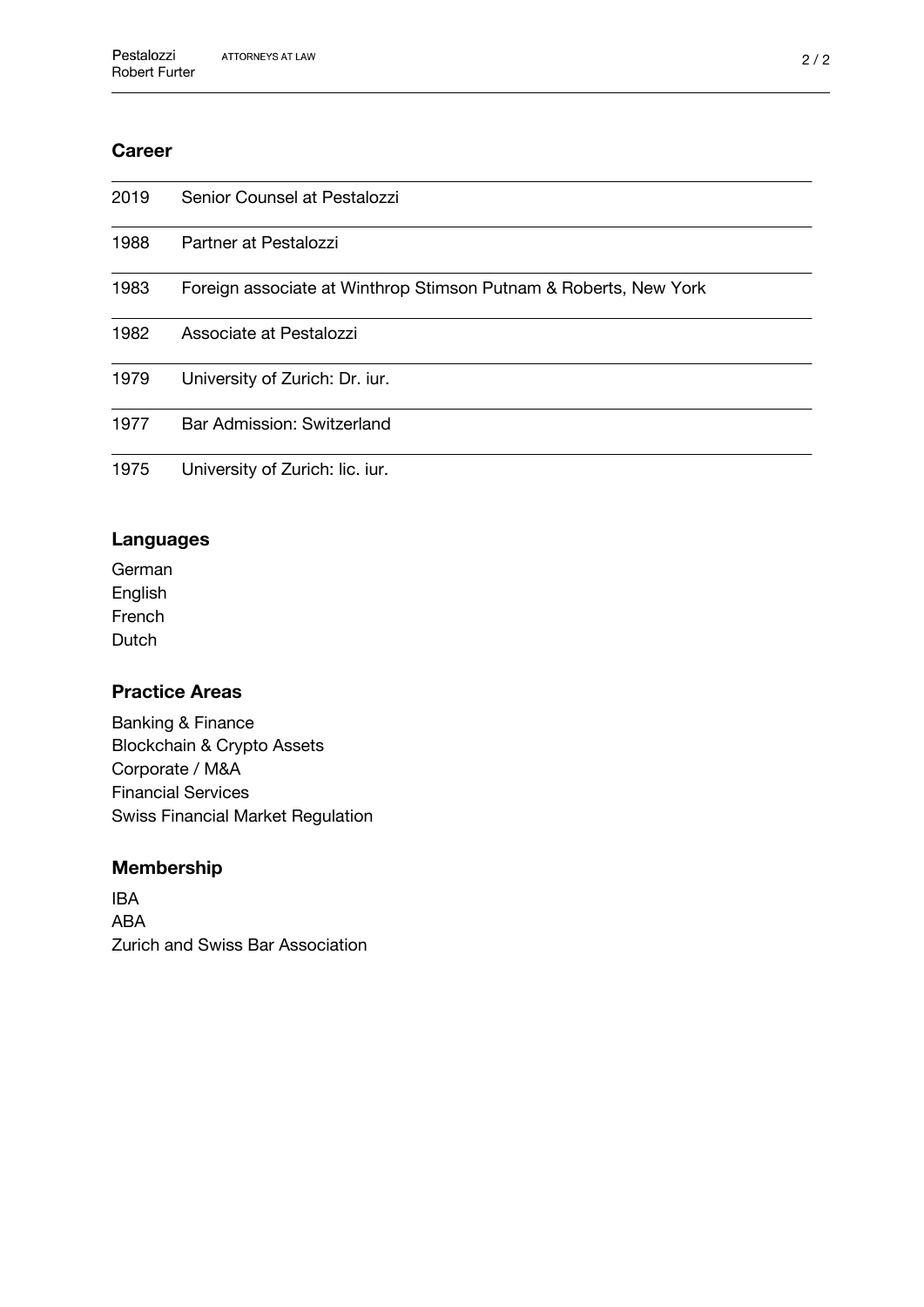## Career

| | |
|---|---|
| 2019 | Senior Counsel at Pestalozzi |
| 1988 | Partner at Pestalozzi |
| 1983 | Foreign associate at Winthrop Stimson Putnam & Roberts, New York |
| 1982 | Associate at Pestalozzi |
| 1979 | University of Zurich: Dr. iur. |
| 1977 | Bar Admission: Switzerland |
| 1975 | University of Zurich: lic. iur. |

## Languages

German
English
French
Dutch

## Practice Areas

Banking & Finance
Blockchain & Crypto Assets
Corporate / M&A
Financial Services
Swiss Financial Market Regulation

## Membership

IBA
ABA
Zurich and Swiss Bar Association